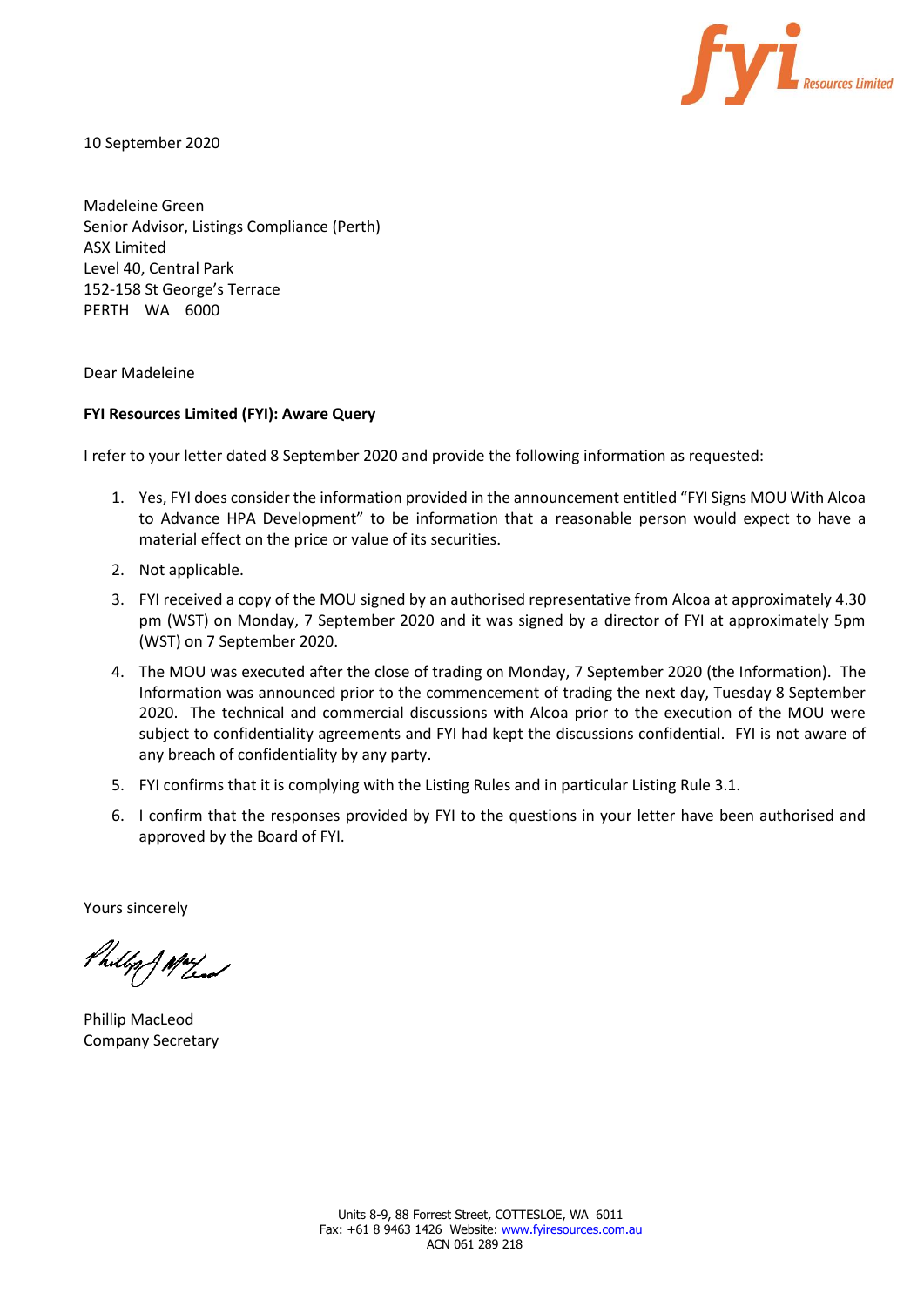fyi Resources Limited

10 September 2020

Madeleine Green
Senior Advisor, Listings Compliance (Perth)
ASX Limited
Level 40, Central Park
152-158 St George's Terrace
PERTH WA 6000

Dear Madeleine

**FYI Resources Limited (FYI): Aware Query**

I refer to your letter dated 8 September 2020 and provide the following information as requested:

1. Yes, FYI does consider the information provided in the announcement entitled "FYI Signs MOU With Alcoa to Advance HPA Development" to be information that a reasonable person would expect to have a material effect on the price or value of its securities.
2. Not applicable.
3. FYI received a copy of the MOU signed by an authorised representative from Alcoa at approximately 4.30 pm (WST) on Monday, 7 September 2020 and it was signed by a director of FYI at approximately 5pm (WST) on 7 September 2020.
4. The MOU was executed after the close of trading on Monday, 7 September 2020 (the Information). The Information was announced prior to the commencement of trading the next day, Tuesday 8 September 2020. The technical and commercial discussions with Alcoa prior to the execution of the MOU were subject to confidentiality agreements and FYI had kept the discussions confidential. FYI is not aware of any breach of confidentiality by any party.
5. FYI confirms that it is complying with the Listing Rules and in particular Listing Rule 3.1.
6. I confirm that the responses provided by FYI to the questions in your letter have been authorised and approved by the Board of FYI.

Yours sincerely

Phillip MacLeod
Company Secretary

Units 8-9, 88 Forrest Street, COTTESLOE, WA 6011
Fax: +61 8 9463 1426 Website: www.fyiresources.com.au
ACN 061 289 218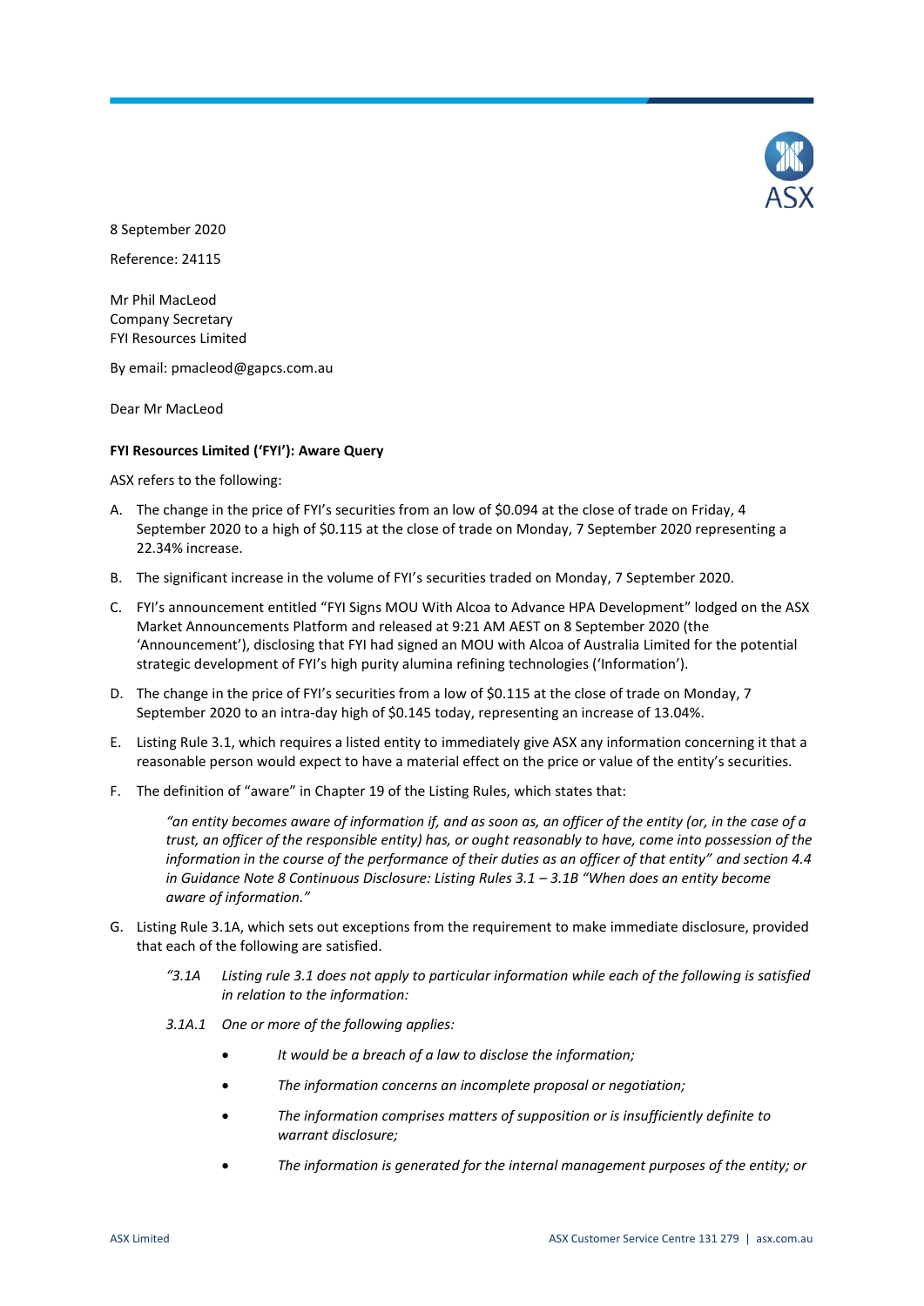8 September 2020

Reference: 24115

Mr Phil MacLeod
Company Secretary
FYI Resources Limited

By email: pmacleod@gapcs.com.au

Dear Mr MacLeod

**FYI Resources Limited ('FYI'): Aware Query**

ASX refers to the following:

A. The change in the price of FYI's securities from an low of $0.094 at the close of trade on Friday, 4 September 2020 to a high of $0.115 at the close of trade on Monday, 7 September 2020 representing a 22.34% increase.

B. The significant increase in the volume of FYI's securities traded on Monday, 7 September 2020.

C. FYI's announcement entitled "FYI Signs MOU With Alcoa to Advance HPA Development" lodged on the ASX Market Announcements Platform and released at 9:21 AM AEST on 8 September 2020 (the 'Announcement'), disclosing that FYI had signed an MOU with Alcoa of Australia Limited for the potential strategic development of FYI's high purity alumina refining technologies ('Information').

D. The change in the price of FYI's securities from a low of $0.115 at the close of trade on Monday, 7 September 2020 to an intra-day high of $0.145 today, representing an increase of 13.04%.

E. Listing Rule 3.1, which requires a listed entity to immediately give ASX any information concerning it that a reasonable person would expect to have a material effect on the price or value of the entity's securities.

F. The definition of "aware" in Chapter 19 of the Listing Rules, which states that:

   *"an entity becomes aware of information if, and as soon as, an officer of the entity (or, in the case of a trust, an officer of the responsible entity) has, or ought reasonably to have, come into possession of the information in the course of the performance of their duties as an officer of that entity" and section 4.4 in Guidance Note 8 Continuous Disclosure: Listing Rules 3.1 – 3.1B "When does an entity become aware of information."*

G. Listing Rule 3.1A, which sets out exceptions from the requirement to make immediate disclosure, provided that each of the following are satisfied.

   *"3.1A Listing rule 3.1 does not apply to particular information while each of the following is satisfied in relation to the information:*

   *3.1A.1 One or more of the following applies:*

   - *It would be a breach of a law to disclose the information;*
   - *The information concerns an incomplete proposal or negotiation;*
   - *The information comprises matters of supposition or is insufficiently definite to warrant disclosure;*
   - *The information is generated for the internal management purposes of the entity; or*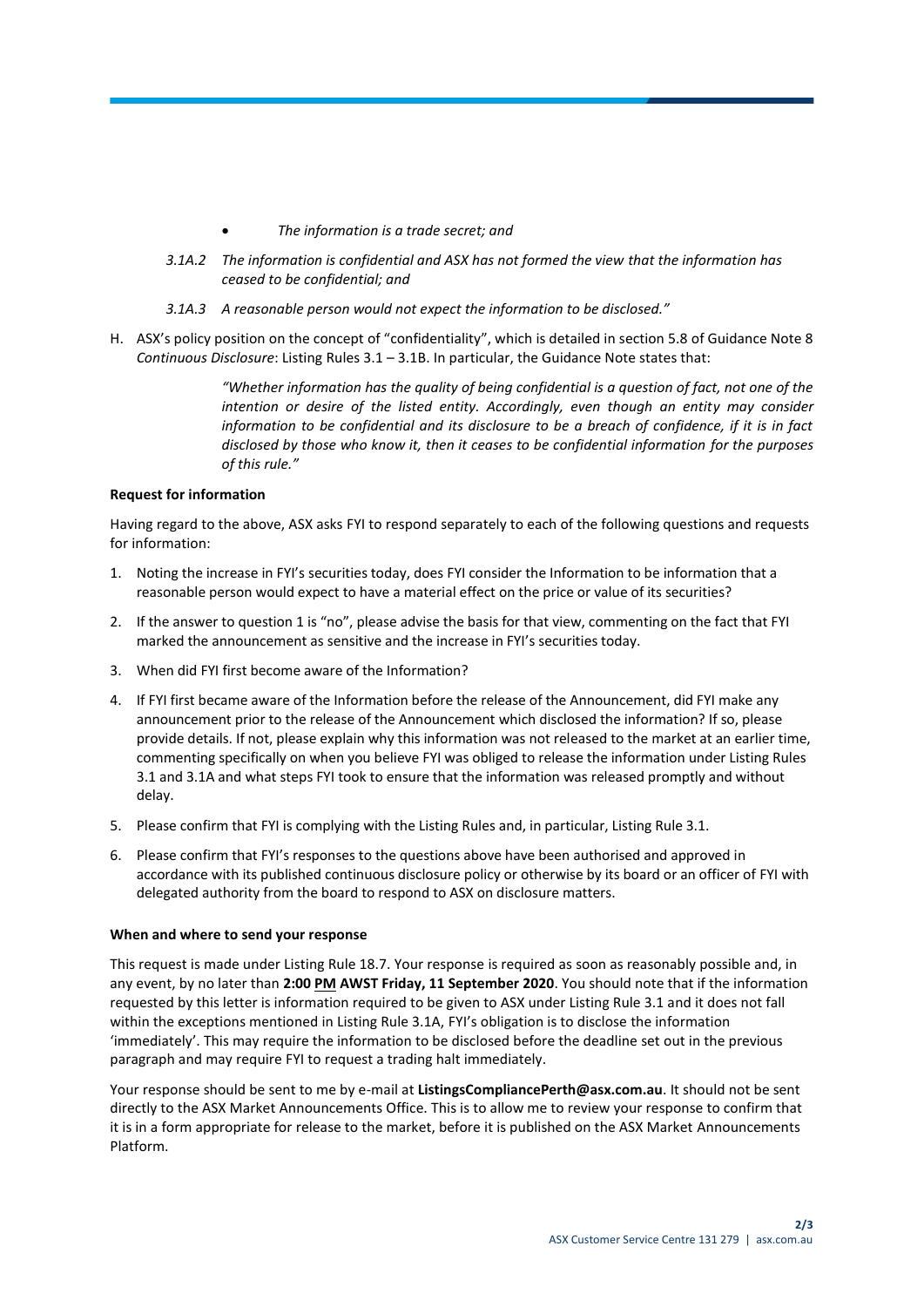- *The information is a trade secret; and*

*3.1A.2 The information is confidential and ASX has not formed the view that the information has ceased to be confidential; and*

*3.1A.3 A reasonable person would not expect the information to be disclosed."*

H. ASX's policy position on the concept of "confidentiality", which is detailed in section 5.8 of Guidance Note 8 *Continuous Disclosure*: Listing Rules 3.1 – 3.1B. In particular, the Guidance Note states that:

> *"Whether information has the quality of being confidential is a question of fact, not one of the intention or desire of the listed entity. Accordingly, even though an entity may consider information to be confidential and its disclosure to be a breach of confidence, if it is in fact disclosed by those who know it, then it ceases to be confidential information for the purposes of this rule."*

**Request for information**

Having regard to the above, ASX asks FYI to respond separately to each of the following questions and requests for information:

1. Noting the increase in FYI's securities today, does FYI consider the Information to be information that a reasonable person would expect to have a material effect on the price or value of its securities?
2. If the answer to question 1 is "no", please advise the basis for that view, commenting on the fact that FYI marked the announcement as sensitive and the increase in FYI's securities today.
3. When did FYI first become aware of the Information?
4. If FYI first became aware of the Information before the release of the Announcement, did FYI make any announcement prior to the release of the Announcement which disclosed the information? If so, please provide details. If not, please explain why this information was not released to the market at an earlier time, commenting specifically on when you believe FYI was obliged to release the information under Listing Rules 3.1 and 3.1A and what steps FYI took to ensure that the information was released promptly and without delay.
5. Please confirm that FYI is complying with the Listing Rules and, in particular, Listing Rule 3.1.
6. Please confirm that FYI's responses to the questions above have been authorised and approved in accordance with its published continuous disclosure policy or otherwise by its board or an officer of FYI with delegated authority from the board to respond to ASX on disclosure matters.

**When and where to send your response**

This request is made under Listing Rule 18.7. Your response is required as soon as reasonably possible and, in any event, by no later than **2:00 PM AWST Friday, 11 September 2020**. You should note that if the information requested by this letter is information required to be given to ASX under Listing Rule 3.1 and it does not fall within the exceptions mentioned in Listing Rule 3.1A, FYI's obligation is to disclose the information 'immediately'. This may require the information to be disclosed before the deadline set out in the previous paragraph and may require FYI to request a trading halt immediately.

Your response should be sent to me by e-mail at **ListingsCompliancePerth@asx.com.au**. It should not be sent directly to the ASX Market Announcements Office. This is to allow me to review your response to confirm that it is in a form appropriate for release to the market, before it is published on the ASX Market Announcements Platform.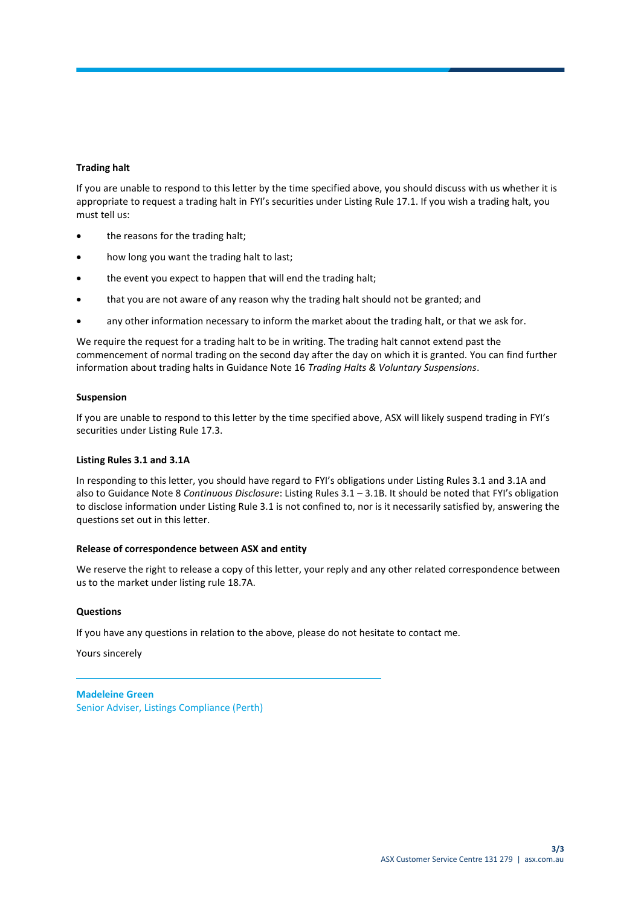**Trading halt**

If you are unable to respond to this letter by the time specified above, you should discuss with us whether it is appropriate to request a trading halt in FYI's securities under Listing Rule 17.1. If you wish a trading halt, you must tell us:

- the reasons for the trading halt;
- how long you want the trading halt to last;
- the event you expect to happen that will end the trading halt;
- that you are not aware of any reason why the trading halt should not be granted; and
- any other information necessary to inform the market about the trading halt, or that we ask for.

We require the request for a trading halt to be in writing. The trading halt cannot extend past the commencement of normal trading on the second day after the day on which it is granted. You can find further information about trading halts in Guidance Note 16 *Trading Halts & Voluntary Suspensions*.

**Suspension**

If you are unable to respond to this letter by the time specified above, ASX will likely suspend trading in FYI's securities under Listing Rule 17.3.

**Listing Rules 3.1 and 3.1A**

In responding to this letter, you should have regard to FYI's obligations under Listing Rules 3.1 and 3.1A and also to Guidance Note 8 *Continuous Disclosure*: Listing Rules 3.1 – 3.1B. It should be noted that FYI's obligation to disclose information under Listing Rule 3.1 is not confined to, nor is it necessarily satisfied by, answering the questions set out in this letter.

**Release of correspondence between ASX and entity**

We reserve the right to release a copy of this letter, your reply and any other related correspondence between us to the market under listing rule 18.7A.

**Questions**

If you have any questions in relation to the above, please do not hesitate to contact me.

Yours sincerely

---

**Madeleine Green**
Senior Adviser, Listings Compliance (Perth)